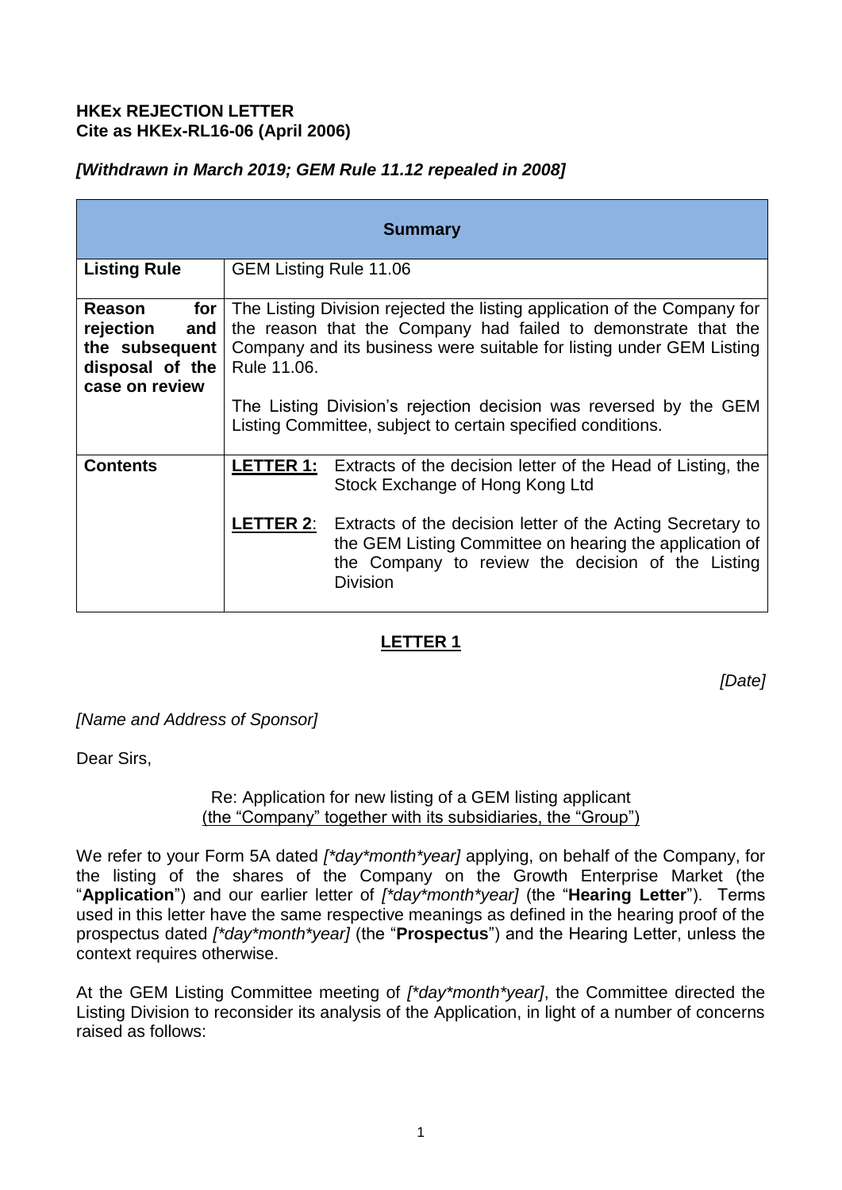**HKEx REJECTION LETTER**
**Cite as HKEx-RL16-06 (April 2006)**

***[Withdrawn in March 2019; GEM Rule 11.12 repealed in 2008]***

| **Summary** | |
|---|---|
| **Listing Rule** | GEM Listing Rule 11.06 |
| **Reason for rejection and the subsequent disposal of the case on review** | The Listing Division rejected the listing application of the Company for the reason that the Company had failed to demonstrate that the Company and its business were suitable for listing under GEM Listing Rule 11.06.<br><br>The Listing Division's rejection decision was reversed by the GEM Listing Committee, subject to certain specified conditions. |
| **Contents** | **LETTER 1:** Extracts of the decision letter of the Head of Listing, the Stock Exchange of Hong Kong Ltd<br><br>**LETTER 2**: Extracts of the decision letter of the Acting Secretary to the GEM Listing Committee on hearing the application of the Company to review the decision of the Listing Division |

## LETTER 1

*[Date]*

*[Name and Address of Sponsor]*

Dear Sirs,

Re: Application for new listing of a GEM listing applicant
(the "Company" together with its subsidiaries, the "Group")

We refer to your Form 5A dated *[\*day\*month\*year]* applying, on behalf of the Company, for the listing of the shares of the Company on the Growth Enterprise Market (the "**Application**") and our earlier letter of *[\*day\*month\*year]* (the "**Hearing Letter**"). Terms used in this letter have the same respective meanings as defined in the hearing proof of the prospectus dated *[\*day\*month\*year]* (the "**Prospectus**") and the Hearing Letter, unless the context requires otherwise.

At the GEM Listing Committee meeting of *[\*day\*month\*year]*, the Committee directed the Listing Division to reconsider its analysis of the Application, in light of a number of concerns raised as follows: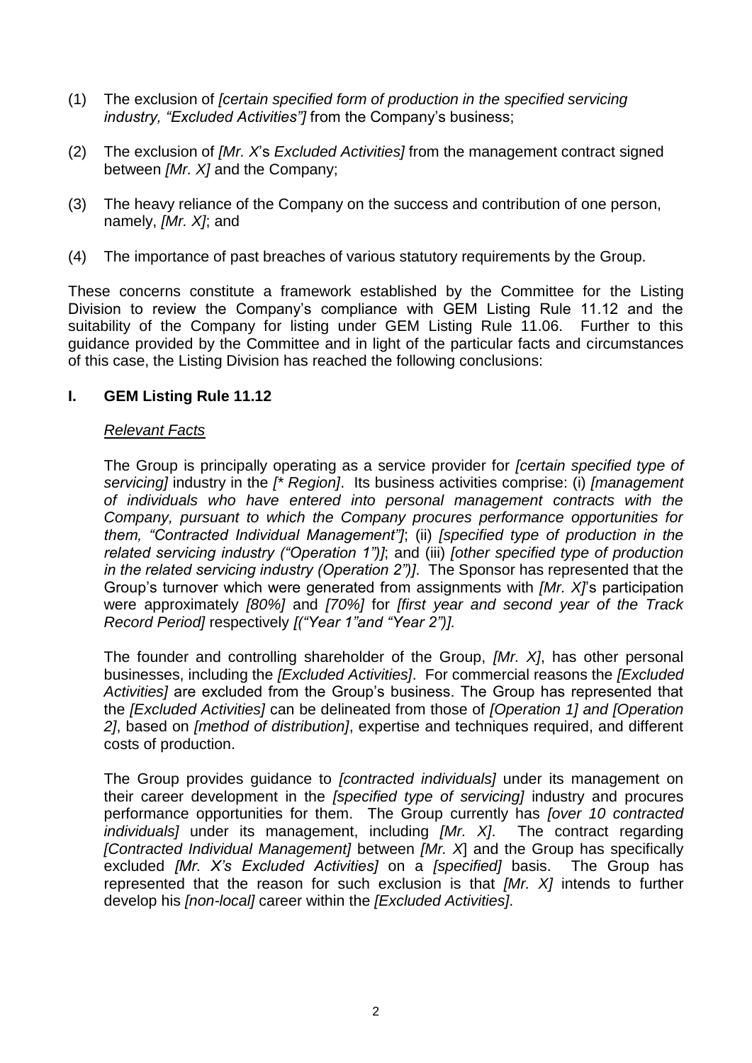(1) The exclusion of *[certain specified form of production in the specified servicing industry, "Excluded Activities"]* from the Company's business;

(2) The exclusion of *[Mr. X's Excluded Activities]* from the management contract signed between *[Mr. X]* and the Company;

(3) The heavy reliance of the Company on the success and contribution of one person, namely, *[Mr. X]*; and

(4) The importance of past breaches of various statutory requirements by the Group.

These concerns constitute a framework established by the Committee for the Listing Division to review the Company's compliance with GEM Listing Rule 11.12 and the suitability of the Company for listing under GEM Listing Rule 11.06. Further to this guidance provided by the Committee and in light of the particular facts and circumstances of this case, the Listing Division has reached the following conclusions:

## I. GEM Listing Rule 11.12

*Relevant Facts*

The Group is principally operating as a service provider for *[certain specified type of servicing]* industry in the *[* Region]*. Its business activities comprise: (i) *[management of individuals who have entered into personal management contracts with the Company, pursuant to which the Company procures performance opportunities for them, "Contracted Individual Management"]*; (ii) *[specified type of production in the related servicing industry ("Operation 1")]*; and (iii) *[other specified type of production in the related servicing industry (Operation 2")]*. The Sponsor has represented that the Group's turnover which were generated from assignments with *[Mr. X]*'s participation were approximately *[80%]* and *[70%]* for *[first year and second year of the Track Record Period]* respectively *[("Year 1"and "Year 2")].*

The founder and controlling shareholder of the Group, *[Mr. X]*, has other personal businesses, including the *[Excluded Activities]*. For commercial reasons the *[Excluded Activities]* are excluded from the Group's business. The Group has represented that the *[Excluded Activities]* can be delineated from those of *[Operation 1] and [Operation 2]*, based on *[method of distribution]*, expertise and techniques required, and different costs of production.

The Group provides guidance to *[contracted individuals]* under its management on their career development in the *[specified type of servicing]* industry and procures performance opportunities for them. The Group currently has *[over 10 contracted individuals]* under its management, including *[Mr. X]*. The contract regarding *[Contracted Individual Management]* between *[Mr. X]* and the Group has specifically excluded *[Mr. X's Excluded Activities]* on a *[specified]* basis. The Group has represented that the reason for such exclusion is that *[Mr. X]* intends to further develop his *[non-local]* career within the *[Excluded Activities]*.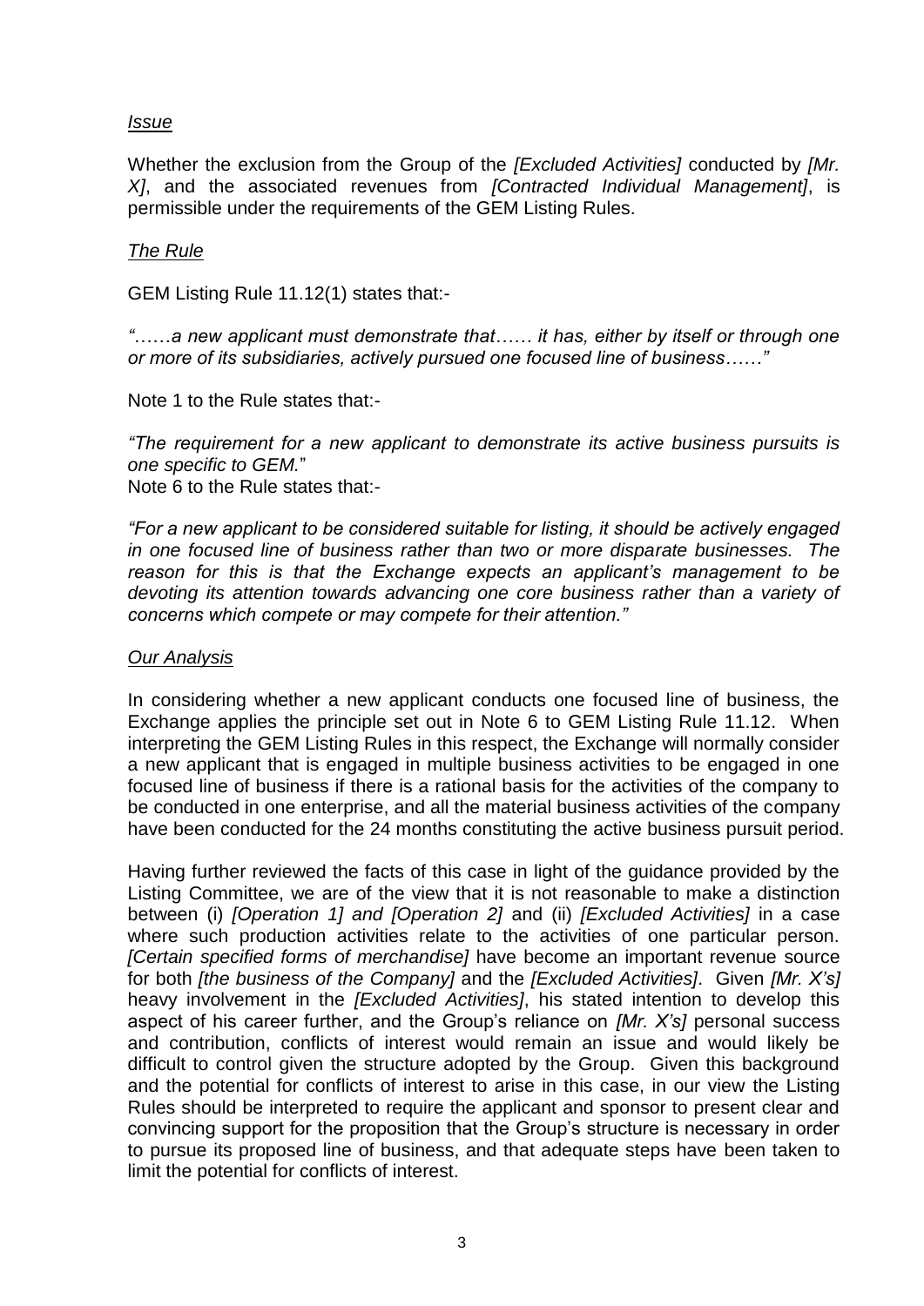*Issue*

Whether the exclusion from the Group of the *[Excluded Activities]* conducted by *[Mr. X]*, and the associated revenues from *[Contracted Individual Management]*, is permissible under the requirements of the GEM Listing Rules.

*The Rule*

GEM Listing Rule 11.12(1) states that:-

*"……a new applicant must demonstrate that…… it has, either by itself or through one or more of its subsidiaries, actively pursued one focused line of business……"*

Note 1 to the Rule states that:-

*"The requirement for a new applicant to demonstrate its active business pursuits is one specific to GEM.*"

Note 6 to the Rule states that:-

*"For a new applicant to be considered suitable for listing, it should be actively engaged in one focused line of business rather than two or more disparate businesses. The reason for this is that the Exchange expects an applicant's management to be devoting its attention towards advancing one core business rather than a variety of concerns which compete or may compete for their attention."*

*Our Analysis*

In considering whether a new applicant conducts one focused line of business, the Exchange applies the principle set out in Note 6 to GEM Listing Rule 11.12. When interpreting the GEM Listing Rules in this respect, the Exchange will normally consider a new applicant that is engaged in multiple business activities to be engaged in one focused line of business if there is a rational basis for the activities of the company to be conducted in one enterprise, and all the material business activities of the company have been conducted for the 24 months constituting the active business pursuit period.

Having further reviewed the facts of this case in light of the guidance provided by the Listing Committee, we are of the view that it is not reasonable to make a distinction between (i) *[Operation 1] and [Operation 2]* and (ii) *[Excluded Activities]* in a case where such production activities relate to the activities of one particular person. *[Certain specified forms of merchandise]* have become an important revenue source for both *[the business of the Company]* and the *[Excluded Activities]*. Given *[Mr. X's]* heavy involvement in the *[Excluded Activities]*, his stated intention to develop this aspect of his career further, and the Group's reliance on *[Mr. X's]* personal success and contribution, conflicts of interest would remain an issue and would likely be difficult to control given the structure adopted by the Group. Given this background and the potential for conflicts of interest to arise in this case, in our view the Listing Rules should be interpreted to require the applicant and sponsor to present clear and convincing support for the proposition that the Group's structure is necessary in order to pursue its proposed line of business, and that adequate steps have been taken to limit the potential for conflicts of interest.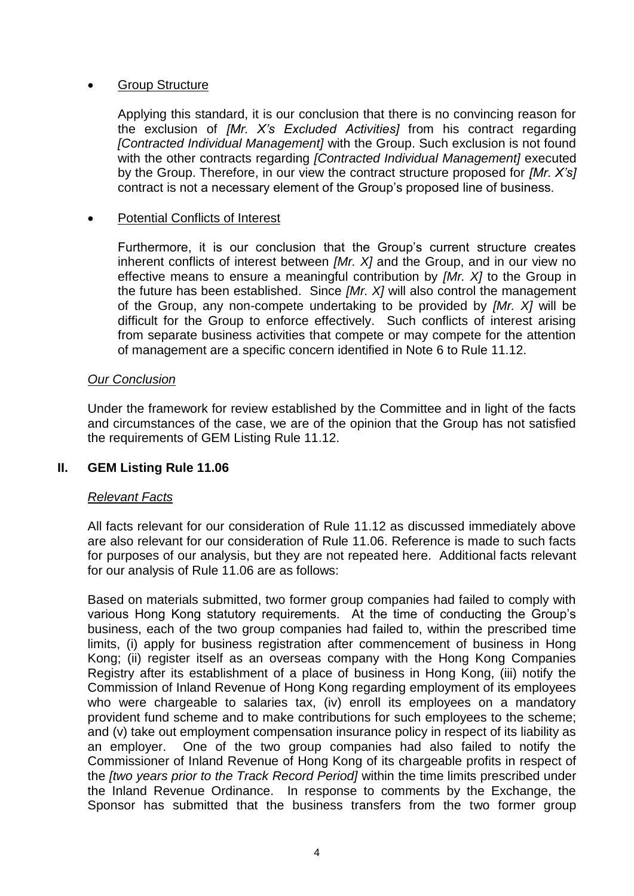- Group Structure

  Applying this standard, it is our conclusion that there is no convincing reason for the exclusion of *[Mr. X's Excluded Activities]* from his contract regarding *[Contracted Individual Management]* with the Group. Such exclusion is not found with the other contracts regarding *[Contracted Individual Management]* executed by the Group. Therefore, in our view the contract structure proposed for *[Mr. X's]* contract is not a necessary element of the Group's proposed line of business.

- Potential Conflicts of Interest

  Furthermore, it is our conclusion that the Group's current structure creates inherent conflicts of interest between *[Mr. X]* and the Group, and in our view no effective means to ensure a meaningful contribution by *[Mr. X]* to the Group in the future has been established. Since *[Mr. X]* will also control the management of the Group, any non-compete undertaking to be provided by *[Mr. X]* will be difficult for the Group to enforce effectively. Such conflicts of interest arising from separate business activities that compete or may compete for the attention of management are a specific concern identified in Note 6 to Rule 11.12.

*Our Conclusion*

Under the framework for review established by the Committee and in light of the facts and circumstances of the case, we are of the opinion that the Group has not satisfied the requirements of GEM Listing Rule 11.12.

## II. GEM Listing Rule 11.06

*Relevant Facts*

All facts relevant for our consideration of Rule 11.12 as discussed immediately above are also relevant for our consideration of Rule 11.06. Reference is made to such facts for purposes of our analysis, but they are not repeated here. Additional facts relevant for our analysis of Rule 11.06 are as follows:

Based on materials submitted, two former group companies had failed to comply with various Hong Kong statutory requirements. At the time of conducting the Group's business, each of the two group companies had failed to, within the prescribed time limits, (i) apply for business registration after commencement of business in Hong Kong; (ii) register itself as an overseas company with the Hong Kong Companies Registry after its establishment of a place of business in Hong Kong, (iii) notify the Commission of Inland Revenue of Hong Kong regarding employment of its employees who were chargeable to salaries tax, (iv) enroll its employees on a mandatory provident fund scheme and to make contributions for such employees to the scheme; and (v) take out employment compensation insurance policy in respect of its liability as an employer. One of the two group companies had also failed to notify the Commissioner of Inland Revenue of Hong Kong of its chargeable profits in respect of the *[two years prior to the Track Record Period]* within the time limits prescribed under the Inland Revenue Ordinance. In response to comments by the Exchange, the Sponsor has submitted that the business transfers from the two former group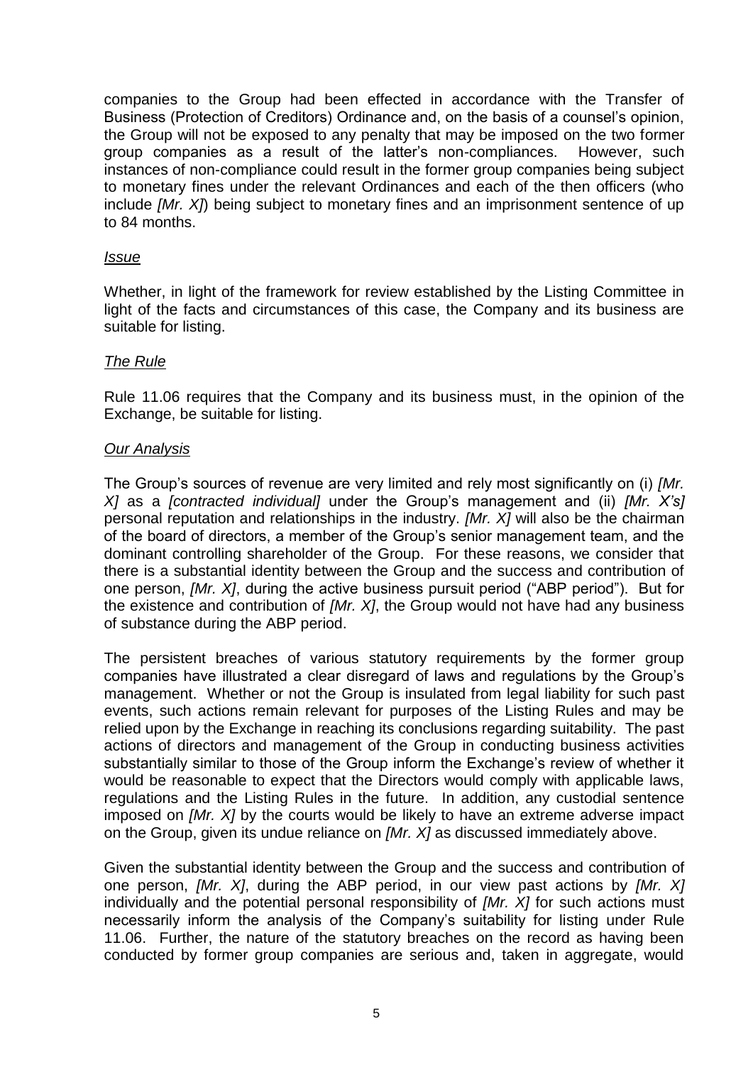companies to the Group had been effected in accordance with the Transfer of Business (Protection of Creditors) Ordinance and, on the basis of a counsel's opinion, the Group will not be exposed to any penalty that may be imposed on the two former group companies as a result of the latter's non-compliances. However, such instances of non-compliance could result in the former group companies being subject to monetary fines under the relevant Ordinances and each of the then officers (who include *[Mr. X]*) being subject to monetary fines and an imprisonment sentence of up to 84 months.

*Issue*

Whether, in light of the framework for review established by the Listing Committee in light of the facts and circumstances of this case, the Company and its business are suitable for listing.

*The Rule*

Rule 11.06 requires that the Company and its business must, in the opinion of the Exchange, be suitable for listing.

*Our Analysis*

The Group's sources of revenue are very limited and rely most significantly on (i) *[Mr. X]* as a *[contracted individual]* under the Group's management and (ii) *[Mr. X's]* personal reputation and relationships in the industry. *[Mr. X]* will also be the chairman of the board of directors, a member of the Group's senior management team, and the dominant controlling shareholder of the Group. For these reasons, we consider that there is a substantial identity between the Group and the success and contribution of one person, *[Mr. X]*, during the active business pursuit period ("ABP period"). But for the existence and contribution of *[Mr. X]*, the Group would not have had any business of substance during the ABP period.

The persistent breaches of various statutory requirements by the former group companies have illustrated a clear disregard of laws and regulations by the Group's management. Whether or not the Group is insulated from legal liability for such past events, such actions remain relevant for purposes of the Listing Rules and may be relied upon by the Exchange in reaching its conclusions regarding suitability. The past actions of directors and management of the Group in conducting business activities substantially similar to those of the Group inform the Exchange's review of whether it would be reasonable to expect that the Directors would comply with applicable laws, regulations and the Listing Rules in the future. In addition, any custodial sentence imposed on *[Mr. X]* by the courts would be likely to have an extreme adverse impact on the Group, given its undue reliance on *[Mr. X]* as discussed immediately above.

Given the substantial identity between the Group and the success and contribution of one person, *[Mr. X]*, during the ABP period, in our view past actions by *[Mr. X]* individually and the potential personal responsibility of *[Mr. X]* for such actions must necessarily inform the analysis of the Company's suitability for listing under Rule 11.06. Further, the nature of the statutory breaches on the record as having been conducted by former group companies are serious and, taken in aggregate, would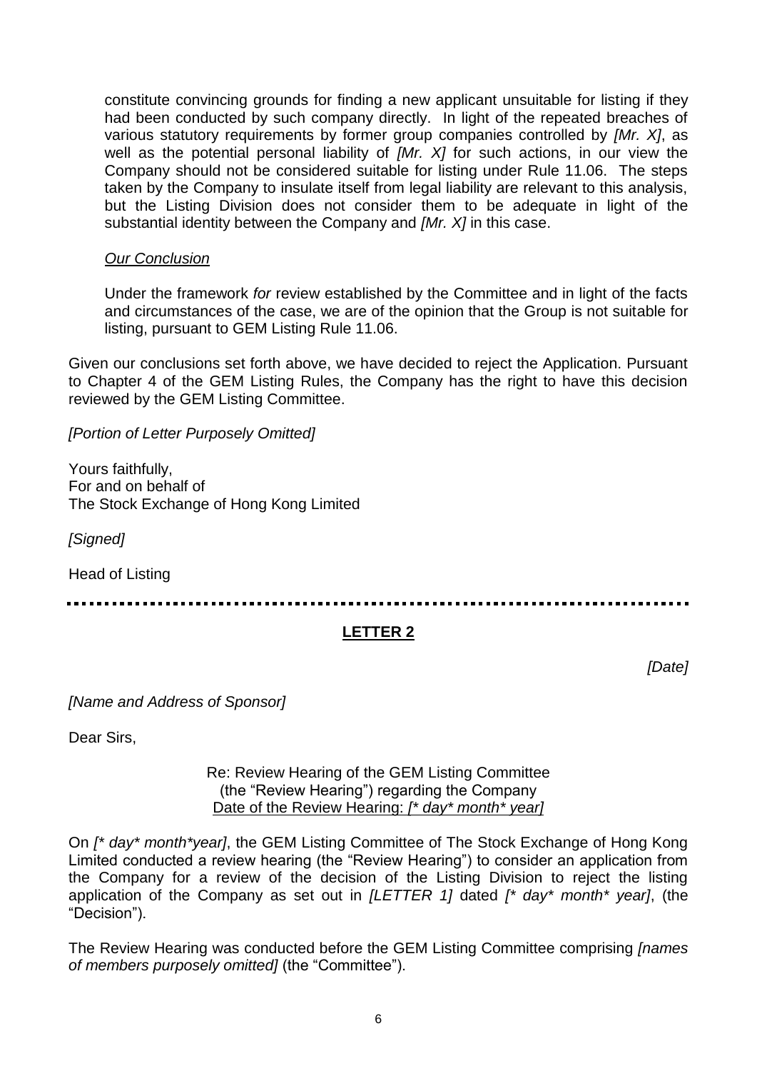constitute convincing grounds for finding a new applicant unsuitable for listing if they had been conducted by such company directly. In light of the repeated breaches of various statutory requirements by former group companies controlled by *[Mr. X]*, as well as the potential personal liability of *[Mr. X]* for such actions, in our view the Company should not be considered suitable for listing under Rule 11.06. The steps taken by the Company to insulate itself from legal liability are relevant to this analysis, but the Listing Division does not consider them to be adequate in light of the substantial identity between the Company and *[Mr. X]* in this case.

*Our Conclusion*

Under the framework *for* review established by the Committee and in light of the facts and circumstances of the case, we are of the opinion that the Group is not suitable for listing, pursuant to GEM Listing Rule 11.06.

Given our conclusions set forth above, we have decided to reject the Application. Pursuant to Chapter 4 of the GEM Listing Rules, the Company has the right to have this decision reviewed by the GEM Listing Committee.

*[Portion of Letter Purposely Omitted]*

Yours faithfully,
For and on behalf of
The Stock Exchange of Hong Kong Limited

*[Signed]*

Head of Listing

---

## LETTER 2

*[Date]*

*[Name and Address of Sponsor]*

Dear Sirs,

Re: Review Hearing of the GEM Listing Committee
(the "Review Hearing") regarding the Company
Date of the Review Hearing: *[* day* month* year]*

On *[* day* month*year]*, the GEM Listing Committee of The Stock Exchange of Hong Kong Limited conducted a review hearing (the "Review Hearing") to consider an application from the Company for a review of the decision of the Listing Division to reject the listing application of the Company as set out in *[LETTER 1]* dated *[* day* month* year]*, (the "Decision").

The Review Hearing was conducted before the GEM Listing Committee comprising *[names of members purposely omitted]* (the "Committee").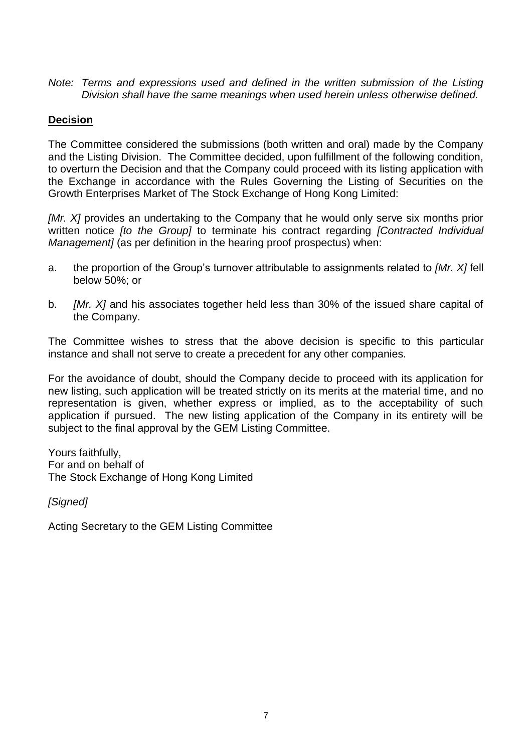*Note: Terms and expressions used and defined in the written submission of the Listing Division shall have the same meanings when used herein unless otherwise defined.*

**Decision**

The Committee considered the submissions (both written and oral) made by the Company and the Listing Division. The Committee decided, upon fulfillment of the following condition, to overturn the Decision and that the Company could proceed with its listing application with the Exchange in accordance with the Rules Governing the Listing of Securities on the Growth Enterprises Market of The Stock Exchange of Hong Kong Limited:

*[Mr. X]* provides an undertaking to the Company that he would only serve six months prior written notice *[to the Group]* to terminate his contract regarding *[Contracted Individual Management]* (as per definition in the hearing proof prospectus) when:

a. the proportion of the Group's turnover attributable to assignments related to *[Mr. X]* fell below 50%; or

b. *[Mr. X]* and his associates together held less than 30% of the issued share capital of the Company.

The Committee wishes to stress that the above decision is specific to this particular instance and shall not serve to create a precedent for any other companies.

For the avoidance of doubt, should the Company decide to proceed with its application for new listing, such application will be treated strictly on its merits at the material time, and no representation is given, whether express or implied, as to the acceptability of such application if pursued. The new listing application of the Company in its entirety will be subject to the final approval by the GEM Listing Committee.

Yours faithfully,
For and on behalf of
The Stock Exchange of Hong Kong Limited

*[Signed]*

Acting Secretary to the GEM Listing Committee